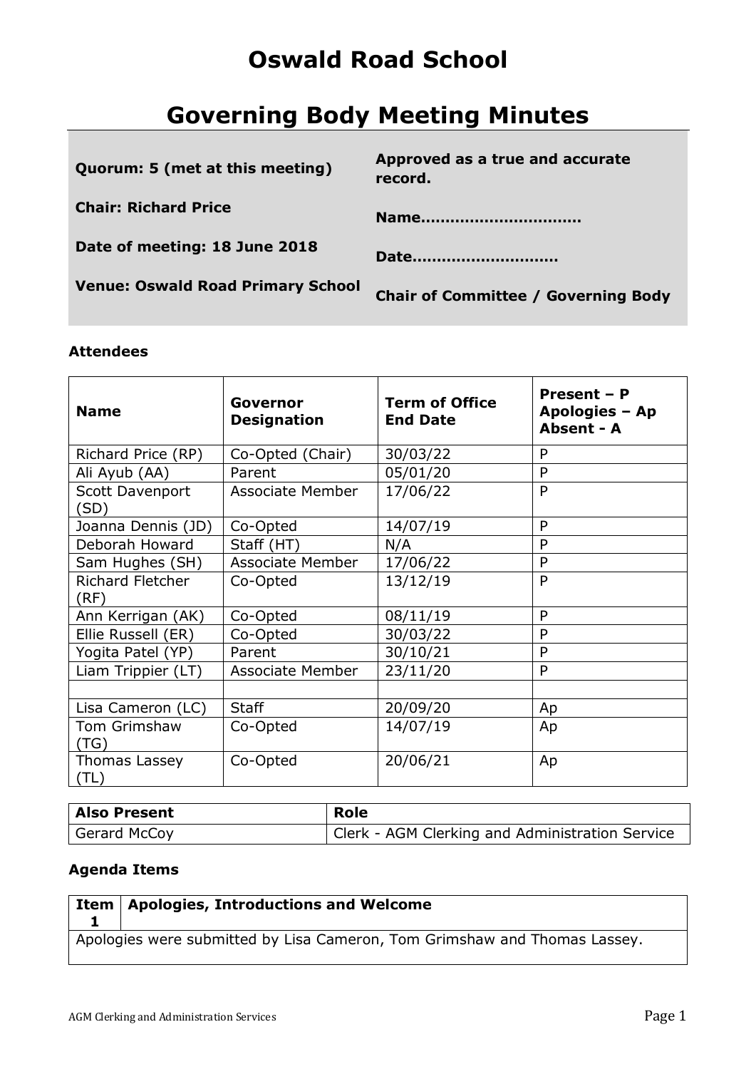# Oswald Road School

# Governing Body Meeting Minutes

**Quorum: 5 (met at this meeting)**

**Chair: Richard Price**

**Date of meeting: 18 June 2018**

**Venue: Oswald Road Primary School**

**Approved as a true and accurate record.**

**Name……………………………**

**Date…………………………**

**Chair of Committee / Governing Body**

### Attendees

| Name | Governor Designation | Term of Office End Date | Present – P Apologies – Ap Absent - A |
|---|---|---|---|
| Richard Price (RP) | Co-Opted (Chair) | 30/03/22 | P |
| Ali Ayub (AA) | Parent | 05/01/20 | P |
| Scott Davenport (SD) | Associate Member | 17/06/22 | P |
| Joanna Dennis (JD) | Co-Opted | 14/07/19 | P |
| Deborah Howard | Staff (HT) | N/A | P |
| Sam Hughes (SH) | Associate Member | 17/06/22 | P |
| Richard Fletcher (RF) | Co-Opted | 13/12/19 | P |
| Ann Kerrigan (AK) | Co-Opted | 08/11/19 | P |
| Ellie Russell (ER) | Co-Opted | 30/03/22 | P |
| Yogita Patel (YP) | Parent | 30/10/21 | P |
| Liam Trippier (LT) | Associate Member | 23/11/20 | P |
| | | | |
| Lisa Cameron (LC) | Staff | 20/09/20 | Ap |
| Tom Grimshaw (TG) | Co-Opted | 14/07/19 | Ap |
| Thomas Lassey (TL) | Co-Opted | 20/06/21 | Ap |

| Also Present | Role |
|---|---|
| Gerard McCoy | Clerk - AGM Clerking and Administration Service |

### Agenda Items

| Item 1 | Apologies, Introductions and Welcome |
|---|---|
| Apologies were submitted by Lisa Cameron, Tom Grimshaw and Thomas Lassey. | |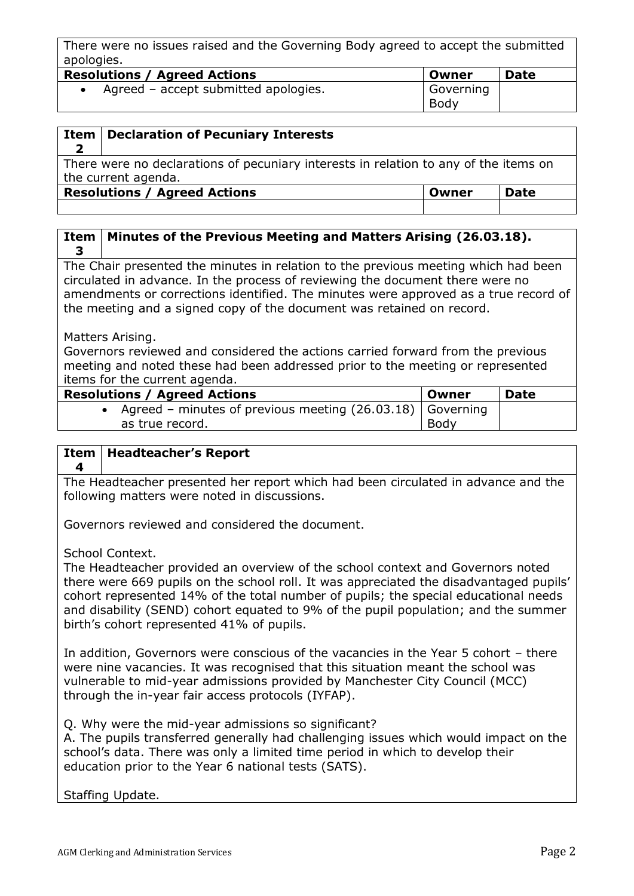There were no issues raised and the Governing Body agreed to accept the submitted apologies.

| Resolutions / Agreed Actions | Owner | Date |
|---|---|---|
| • Agreed – accept submitted apologies. | Governing Body | |

| Item 2 | Declaration of Pecuniary Interests |
|---|---|

There were no declarations of pecuniary interests in relation to any of the items on the current agenda.

| Resolutions / Agreed Actions | Owner | Date |
|---|---|---|
| | | |

| Item 3 | Minutes of the Previous Meeting and Matters Arising (26.03.18). |
|---|---|

The Chair presented the minutes in relation to the previous meeting which had been circulated in advance. In the process of reviewing the document there were no amendments or corrections identified. The minutes were approved as a true record of the meeting and a signed copy of the document was retained on record.

Matters Arising.
Governors reviewed and considered the actions carried forward from the previous meeting and noted these had been addressed prior to the meeting or represented items for the current agenda.

| Resolutions / Agreed Actions | Owner | Date |
|---|---|---|
| • Agreed – minutes of previous meeting (26.03.18) as true record. | Governing Body | |

| Item 4 | Headteacher's Report |
|---|---|

The Headteacher presented her report which had been circulated in advance and the following matters were noted in discussions.

Governors reviewed and considered the document.

School Context.
The Headteacher provided an overview of the school context and Governors noted there were 669 pupils on the school roll. It was appreciated the disadvantaged pupils' cohort represented 14% of the total number of pupils; the special educational needs and disability (SEND) cohort equated to 9% of the pupil population; and the summer birth's cohort represented 41% of pupils.

In addition, Governors were conscious of the vacancies in the Year 5 cohort – there were nine vacancies. It was recognised that this situation meant the school was vulnerable to mid-year admissions provided by Manchester City Council (MCC) through the in-year fair access protocols (IYFAP).

Q. Why were the mid-year admissions so significant?
A. The pupils transferred generally had challenging issues which would impact on the school's data. There was only a limited time period in which to develop their education prior to the Year 6 national tests (SATS).

Staffing Update.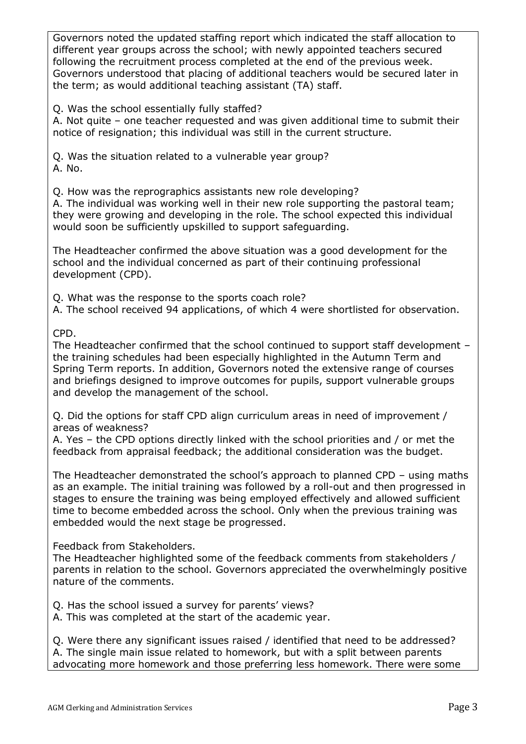Governors noted the updated staffing report which indicated the staff allocation to different year groups across the school; with newly appointed teachers secured following the recruitment process completed at the end of the previous week. Governors understood that placing of additional teachers would be secured later in the term; as would additional teaching assistant (TA) staff.

Q. Was the school essentially fully staffed?
A. Not quite – one teacher requested and was given additional time to submit their notice of resignation; this individual was still in the current structure.

Q. Was the situation related to a vulnerable year group?
A. No.

Q. How was the reprographics assistants new role developing?
A. The individual was working well in their new role supporting the pastoral team; they were growing and developing in the role. The school expected this individual would soon be sufficiently upskilled to support safeguarding.

The Headteacher confirmed the above situation was a good development for the school and the individual concerned as part of their continuing professional development (CPD).

Q. What was the response to the sports coach role?
A. The school received 94 applications, of which 4 were shortlisted for observation.

CPD.
The Headteacher confirmed that the school continued to support staff development – the training schedules had been especially highlighted in the Autumn Term and Spring Term reports. In addition, Governors noted the extensive range of courses and briefings designed to improve outcomes for pupils, support vulnerable groups and develop the management of the school.

Q. Did the options for staff CPD align curriculum areas in need of improvement / areas of weakness?
A. Yes – the CPD options directly linked with the school priorities and / or met the feedback from appraisal feedback; the additional consideration was the budget.

The Headteacher demonstrated the school's approach to planned CPD – using maths as an example. The initial training was followed by a roll-out and then progressed in stages to ensure the training was being employed effectively and allowed sufficient time to become embedded across the school. Only when the previous training was embedded would the next stage be progressed.

Feedback from Stakeholders.
The Headteacher highlighted some of the feedback comments from stakeholders / parents in relation to the school. Governors appreciated the overwhelmingly positive nature of the comments.

Q. Has the school issued a survey for parents' views?
A. This was completed at the start of the academic year.

Q. Were there any significant issues raised / identified that need to be addressed?
A. The single main issue related to homework, but with a split between parents advocating more homework and those preferring less homework. There were some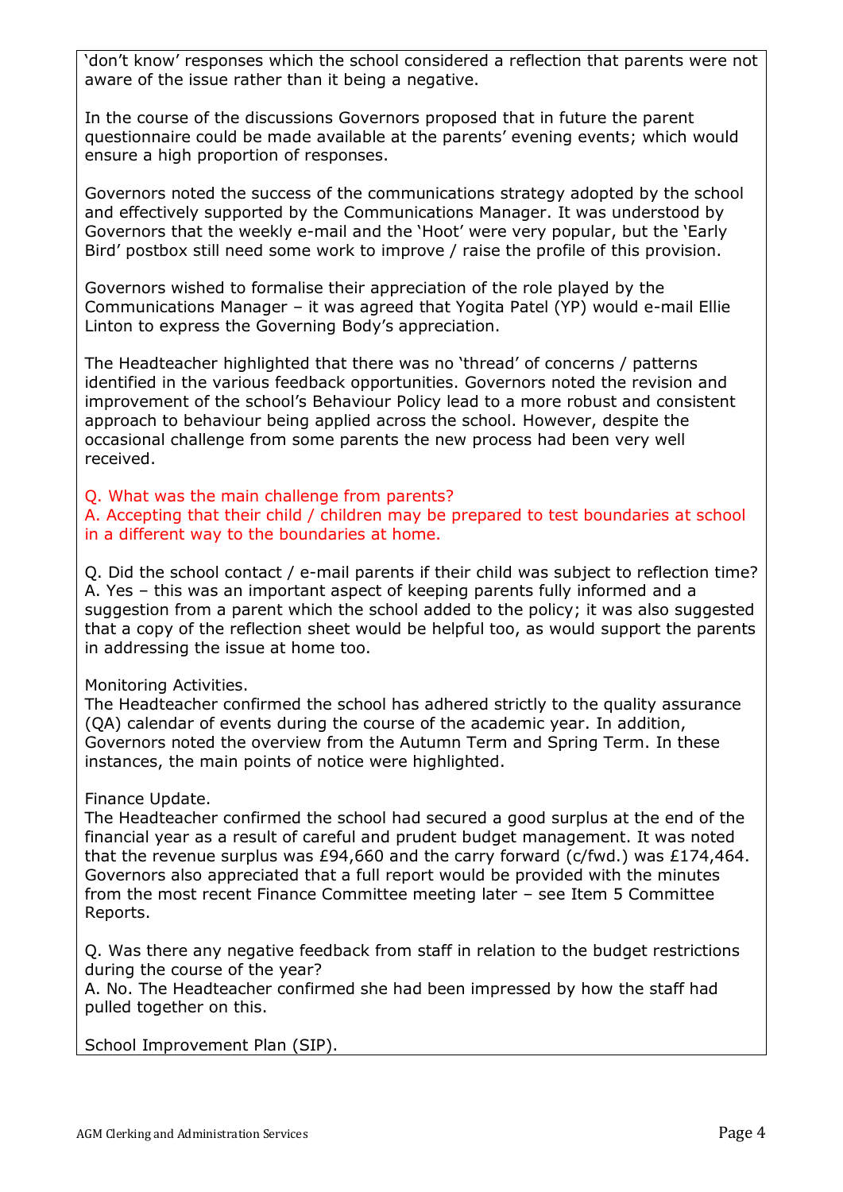'don't know' responses which the school considered a reflection that parents were not aware of the issue rather than it being a negative.

In the course of the discussions Governors proposed that in future the parent questionnaire could be made available at the parents' evening events; which would ensure a high proportion of responses.

Governors noted the success of the communications strategy adopted by the school and effectively supported by the Communications Manager. It was understood by Governors that the weekly e-mail and the 'Hoot' were very popular, but the 'Early Bird' postbox still need some work to improve / raise the profile of this provision.

Governors wished to formalise their appreciation of the role played by the Communications Manager – it was agreed that Yogita Patel (YP) would e-mail Ellie Linton to express the Governing Body's appreciation.

The Headteacher highlighted that there was no 'thread' of concerns / patterns identified in the various feedback opportunities. Governors noted the revision and improvement of the school's Behaviour Policy lead to a more robust and consistent approach to behaviour being applied across the school. However, despite the occasional challenge from some parents the new process had been very well received.

Q. What was the main challenge from parents?
A. Accepting that their child / children may be prepared to test boundaries at school in a different way to the boundaries at home.

Q. Did the school contact / e-mail parents if their child was subject to reflection time?
A. Yes – this was an important aspect of keeping parents fully informed and a suggestion from a parent which the school added to the policy; it was also suggested that a copy of the reflection sheet would be helpful too, as would support the parents in addressing the issue at home too.

Monitoring Activities.
The Headteacher confirmed the school has adhered strictly to the quality assurance (QA) calendar of events during the course of the academic year. In addition, Governors noted the overview from the Autumn Term and Spring Term. In these instances, the main points of notice were highlighted.

Finance Update.
The Headteacher confirmed the school had secured a good surplus at the end of the financial year as a result of careful and prudent budget management. It was noted that the revenue surplus was £94,660 and the carry forward (c/fwd.) was £174,464. Governors also appreciated that a full report would be provided with the minutes from the most recent Finance Committee meeting later – see Item 5 Committee Reports.

Q. Was there any negative feedback from staff in relation to the budget restrictions during the course of the year?
A. No. The Headteacher confirmed she had been impressed by how the staff had pulled together on this.

School Improvement Plan (SIP).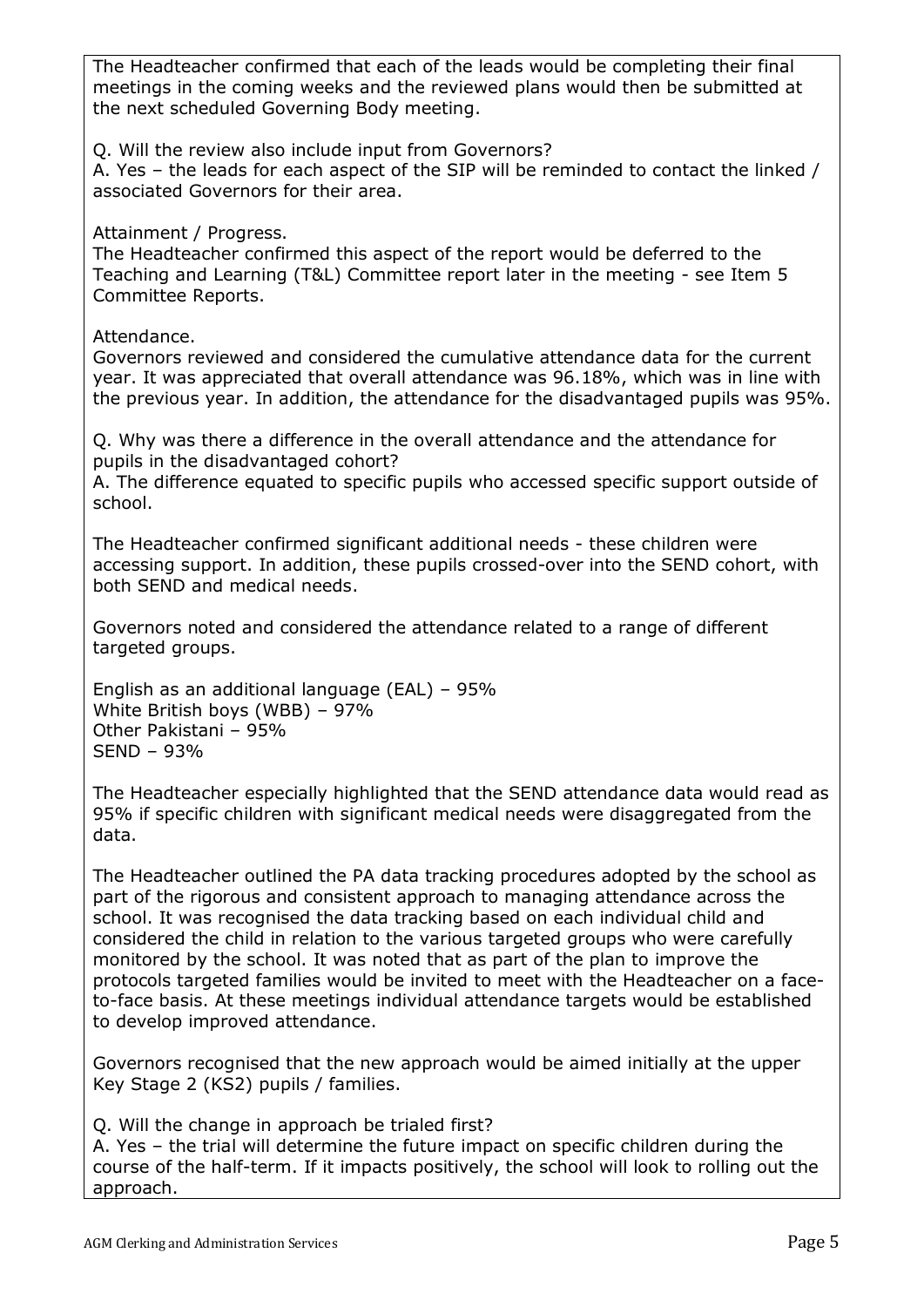The Headteacher confirmed that each of the leads would be completing their final meetings in the coming weeks and the reviewed plans would then be submitted at the next scheduled Governing Body meeting.

Q. Will the review also include input from Governors?
A. Yes – the leads for each aspect of the SIP will be reminded to contact the linked / associated Governors for their area.

Attainment / Progress.
The Headteacher confirmed this aspect of the report would be deferred to the Teaching and Learning (T&L) Committee report later in the meeting - see Item 5 Committee Reports.

Attendance.
Governors reviewed and considered the cumulative attendance data for the current year. It was appreciated that overall attendance was 96.18%, which was in line with the previous year. In addition, the attendance for the disadvantaged pupils was 95%.

Q. Why was there a difference in the overall attendance and the attendance for pupils in the disadvantaged cohort?
A. The difference equated to specific pupils who accessed specific support outside of school.

The Headteacher confirmed significant additional needs - these children were accessing support. In addition, these pupils crossed-over into the SEND cohort, with both SEND and medical needs.

Governors noted and considered the attendance related to a range of different targeted groups.

English as an additional language (EAL) – 95%
White British boys (WBB) – 97%
Other Pakistani – 95%
SEND – 93%

The Headteacher especially highlighted that the SEND attendance data would read as 95% if specific children with significant medical needs were disaggregated from the data.

The Headteacher outlined the PA data tracking procedures adopted by the school as part of the rigorous and consistent approach to managing attendance across the school. It was recognised the data tracking based on each individual child and considered the child in relation to the various targeted groups who were carefully monitored by the school. It was noted that as part of the plan to improve the protocols targeted families would be invited to meet with the Headteacher on a face-to-face basis. At these meetings individual attendance targets would be established to develop improved attendance.

Governors recognised that the new approach would be aimed initially at the upper Key Stage 2 (KS2) pupils / families.

Q. Will the change in approach be trialed first?
A. Yes – the trial will determine the future impact on specific children during the course of the half-term. If it impacts positively, the school will look to rolling out the approach.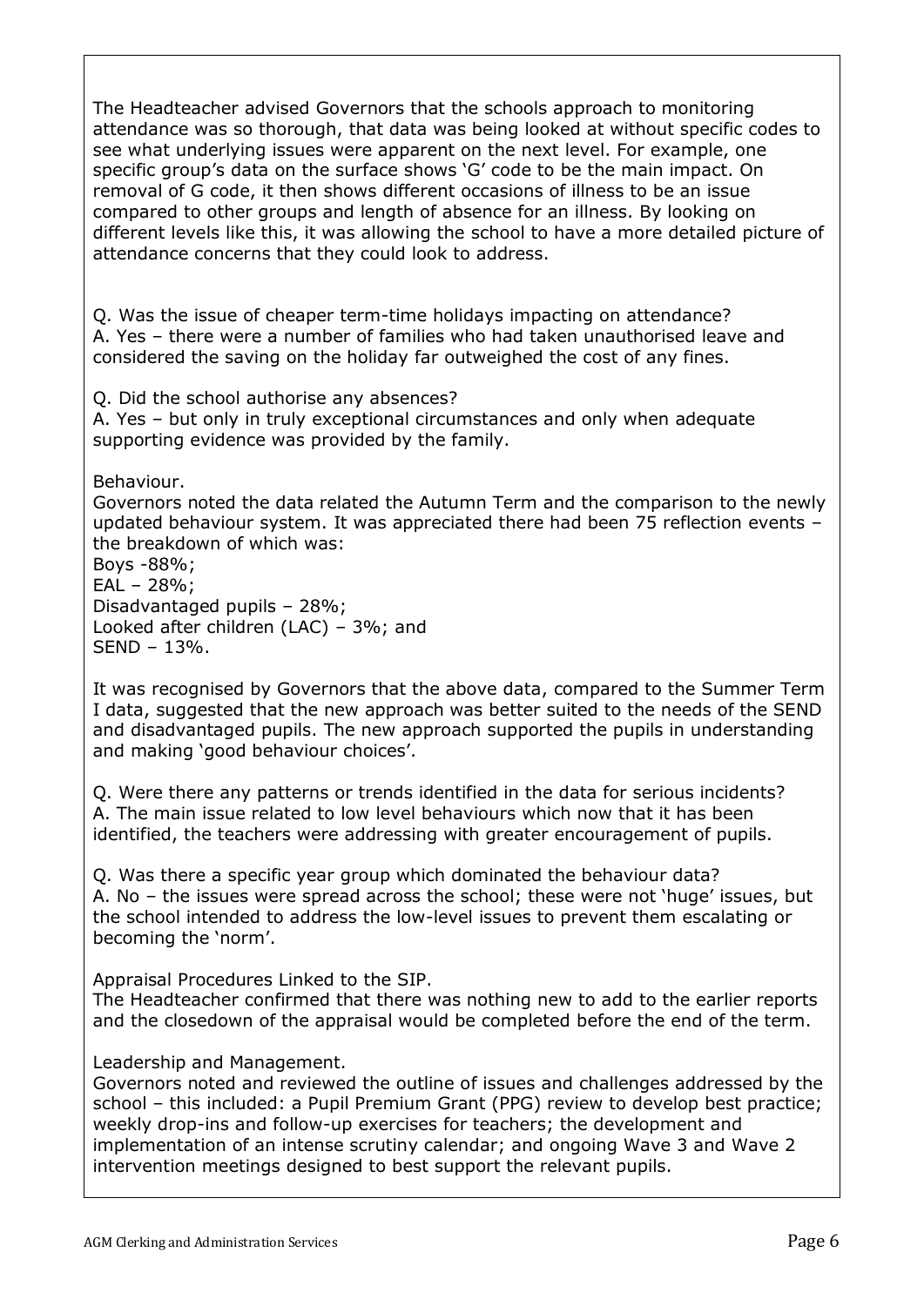The Headteacher advised Governors that the schools approach to monitoring attendance was so thorough, that data was being looked at without specific codes to see what underlying issues were apparent on the next level. For example, one specific group's data on the surface shows 'G' code to be the main impact. On removal of G code, it then shows different occasions of illness to be an issue compared to other groups and length of absence for an illness. By looking on different levels like this, it was allowing the school to have a more detailed picture of attendance concerns that they could look to address.

Q. Was the issue of cheaper term-time holidays impacting on attendance?
A. Yes – there were a number of families who had taken unauthorised leave and considered the saving on the holiday far outweighed the cost of any fines.

Q. Did the school authorise any absences?
A. Yes – but only in truly exceptional circumstances and only when adequate supporting evidence was provided by the family.

Behaviour.
Governors noted the data related the Autumn Term and the comparison to the newly updated behaviour system. It was appreciated there had been 75 reflection events – the breakdown of which was:
Boys -88%;
EAL – 28%;
Disadvantaged pupils – 28%;
Looked after children (LAC) – 3%; and
SEND – 13%.

It was recognised by Governors that the above data, compared to the Summer Term I data, suggested that the new approach was better suited to the needs of the SEND and disadvantaged pupils. The new approach supported the pupils in understanding and making 'good behaviour choices'.

Q. Were there any patterns or trends identified in the data for serious incidents?
A. The main issue related to low level behaviours which now that it has been identified, the teachers were addressing with greater encouragement of pupils.

Q. Was there a specific year group which dominated the behaviour data?
A. No – the issues were spread across the school; these were not 'huge' issues, but the school intended to address the low-level issues to prevent them escalating or becoming the 'norm'.

Appraisal Procedures Linked to the SIP.
The Headteacher confirmed that there was nothing new to add to the earlier reports and the closedown of the appraisal would be completed before the end of the term.

Leadership and Management.
Governors noted and reviewed the outline of issues and challenges addressed by the school – this included: a Pupil Premium Grant (PPG) review to develop best practice; weekly drop-ins and follow-up exercises for teachers; the development and implementation of an intense scrutiny calendar; and ongoing Wave 3 and Wave 2 intervention meetings designed to best support the relevant pupils.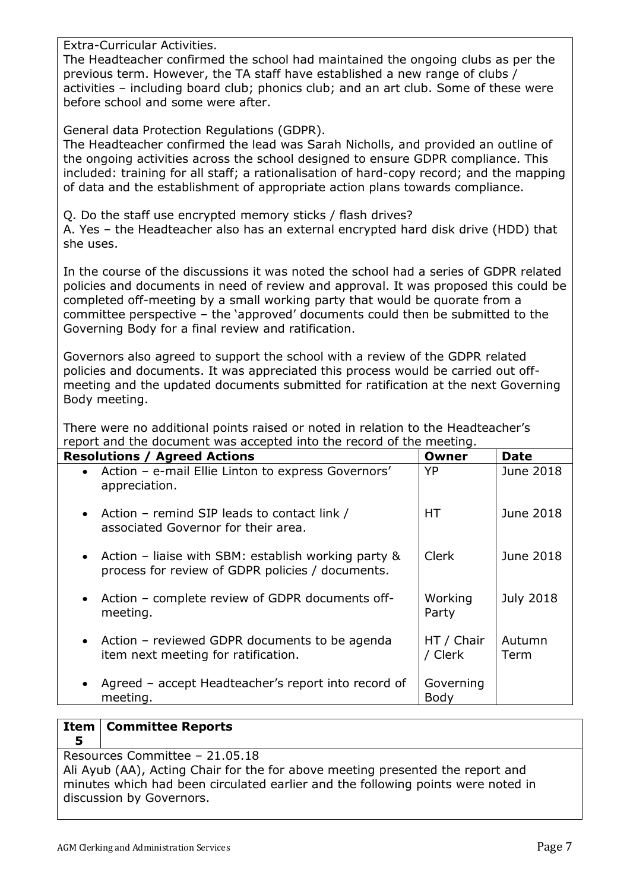Extra-Curricular Activities.
The Headteacher confirmed the school had maintained the ongoing clubs as per the previous term. However, the TA staff have established a new range of clubs / activities – including board club; phonics club; and an art club. Some of these were before school and some were after.

General data Protection Regulations (GDPR).
The Headteacher confirmed the lead was Sarah Nicholls, and provided an outline of the ongoing activities across the school designed to ensure GDPR compliance. This included: training for all staff; a rationalisation of hard-copy record; and the mapping of data and the establishment of appropriate action plans towards compliance.

Q. Do the staff use encrypted memory sticks / flash drives?
A. Yes – the Headteacher also has an external encrypted hard disk drive (HDD) that she uses.

In the course of the discussions it was noted the school had a series of GDPR related policies and documents in need of review and approval. It was proposed this could be completed off-meeting by a small working party that would be quorate from a committee perspective – the 'approved' documents could then be submitted to the Governing Body for a final review and ratification.

Governors also agreed to support the school with a review of the GDPR related policies and documents. It was appreciated this process would be carried out off-meeting and the updated documents submitted for ratification at the next Governing Body meeting.

There were no additional points raised or noted in relation to the Headteacher's report and the document was accepted into the record of the meeting.

| Resolutions / Agreed Actions | Owner | Date |
|---|---|---|
| • Action – e-mail Ellie Linton to express Governors' appreciation. | YP | June 2018 |
| • Action – remind SIP leads to contact link / associated Governor for their area. | HT | June 2018 |
| • Action – liaise with SBM: establish working party & process for review of GDPR policies / documents. | Clerk | June 2018 |
| • Action – complete review of GDPR documents off-meeting. | Working Party | July 2018 |
| • Action – reviewed GDPR documents to be agenda item next meeting for ratification. | HT / Chair / Clerk | Autumn Term |
| • Agreed – accept Headteacher's report into record of meeting. | Governing Body | |

| Item 5 | Committee Reports |
|---|---|

Resources Committee – 21.05.18
Ali Ayub (AA), Acting Chair for the for above meeting presented the report and minutes which had been circulated earlier and the following points were noted in discussion by Governors.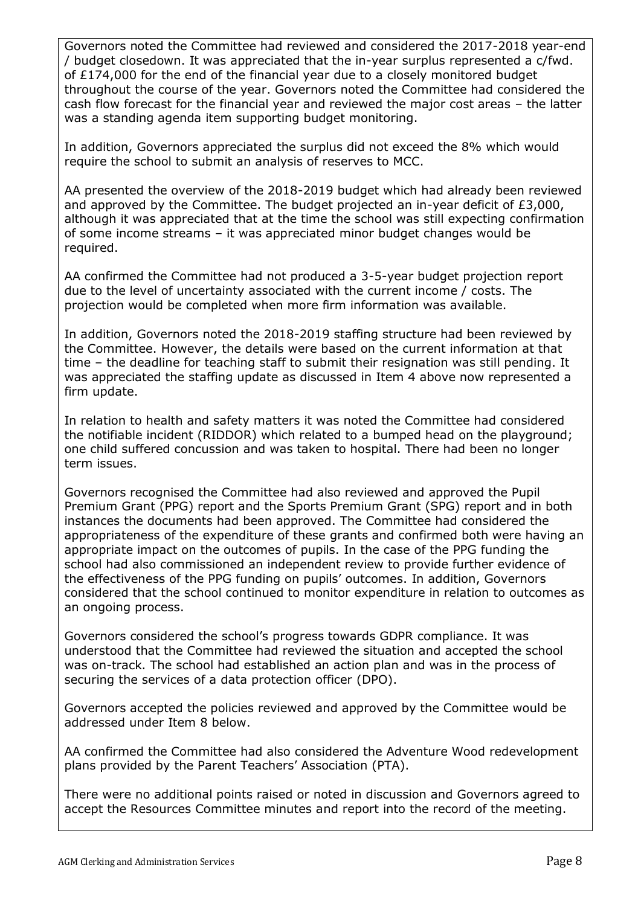Governors noted the Committee had reviewed and considered the 2017-2018 year-end / budget closedown. It was appreciated that the in-year surplus represented a c/fwd. of £174,000 for the end of the financial year due to a closely monitored budget throughout the course of the year. Governors noted the Committee had considered the cash flow forecast for the financial year and reviewed the major cost areas – the latter was a standing agenda item supporting budget monitoring.

In addition, Governors appreciated the surplus did not exceed the 8% which would require the school to submit an analysis of reserves to MCC.

AA presented the overview of the 2018-2019 budget which had already been reviewed and approved by the Committee. The budget projected an in-year deficit of £3,000, although it was appreciated that at the time the school was still expecting confirmation of some income streams – it was appreciated minor budget changes would be required.

AA confirmed the Committee had not produced a 3-5-year budget projection report due to the level of uncertainty associated with the current income / costs. The projection would be completed when more firm information was available.

In addition, Governors noted the 2018-2019 staffing structure had been reviewed by the Committee. However, the details were based on the current information at that time – the deadline for teaching staff to submit their resignation was still pending. It was appreciated the staffing update as discussed in Item 4 above now represented a firm update.

In relation to health and safety matters it was noted the Committee had considered the notifiable incident (RIDDOR) which related to a bumped head on the playground; one child suffered concussion and was taken to hospital. There had been no longer term issues.

Governors recognised the Committee had also reviewed and approved the Pupil Premium Grant (PPG) report and the Sports Premium Grant (SPG) report and in both instances the documents had been approved. The Committee had considered the appropriateness of the expenditure of these grants and confirmed both were having an appropriate impact on the outcomes of pupils. In the case of the PPG funding the school had also commissioned an independent review to provide further evidence of the effectiveness of the PPG funding on pupils' outcomes. In addition, Governors considered that the school continued to monitor expenditure in relation to outcomes as an ongoing process.

Governors considered the school's progress towards GDPR compliance. It was understood that the Committee had reviewed the situation and accepted the school was on-track. The school had established an action plan and was in the process of securing the services of a data protection officer (DPO).

Governors accepted the policies reviewed and approved by the Committee would be addressed under Item 8 below.

AA confirmed the Committee had also considered the Adventure Wood redevelopment plans provided by the Parent Teachers' Association (PTA).

There were no additional points raised or noted in discussion and Governors agreed to accept the Resources Committee minutes and report into the record of the meeting.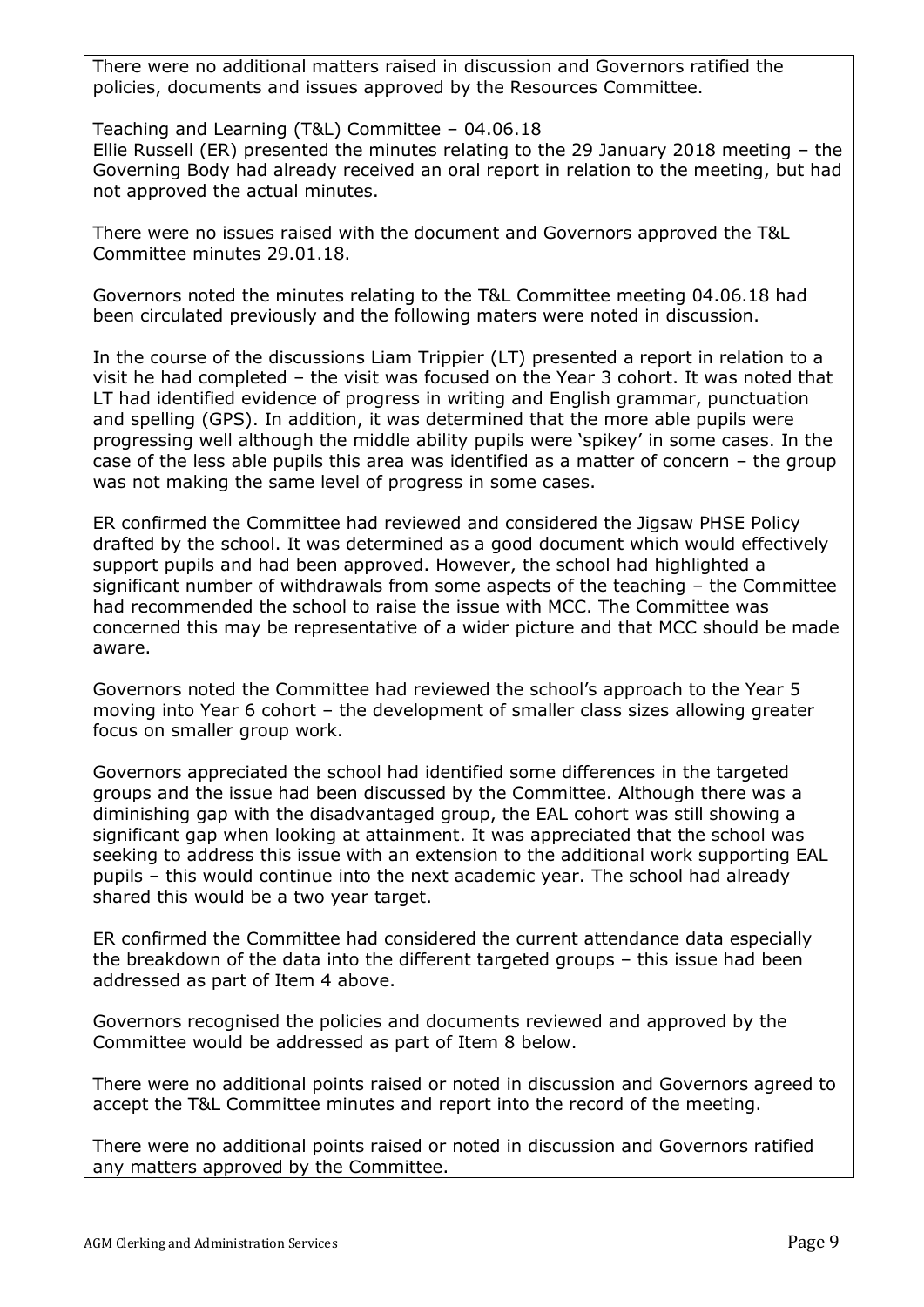There were no additional matters raised in discussion and Governors ratified the policies, documents and issues approved by the Resources Committee.

Teaching and Learning (T&L) Committee – 04.06.18
Ellie Russell (ER) presented the minutes relating to the 29 January 2018 meeting – the Governing Body had already received an oral report in relation to the meeting, but had not approved the actual minutes.

There were no issues raised with the document and Governors approved the T&L Committee minutes 29.01.18.

Governors noted the minutes relating to the T&L Committee meeting 04.06.18 had been circulated previously and the following maters were noted in discussion.

In the course of the discussions Liam Trippier (LT) presented a report in relation to a visit he had completed – the visit was focused on the Year 3 cohort. It was noted that LT had identified evidence of progress in writing and English grammar, punctuation and spelling (GPS). In addition, it was determined that the more able pupils were progressing well although the middle ability pupils were 'spikey' in some cases. In the case of the less able pupils this area was identified as a matter of concern – the group was not making the same level of progress in some cases.

ER confirmed the Committee had reviewed and considered the Jigsaw PHSE Policy drafted by the school. It was determined as a good document which would effectively support pupils and had been approved. However, the school had highlighted a significant number of withdrawals from some aspects of the teaching – the Committee had recommended the school to raise the issue with MCC. The Committee was concerned this may be representative of a wider picture and that MCC should be made aware.

Governors noted the Committee had reviewed the school's approach to the Year 5 moving into Year 6 cohort – the development of smaller class sizes allowing greater focus on smaller group work.

Governors appreciated the school had identified some differences in the targeted groups and the issue had been discussed by the Committee. Although there was a diminishing gap with the disadvantaged group, the EAL cohort was still showing a significant gap when looking at attainment. It was appreciated that the school was seeking to address this issue with an extension to the additional work supporting EAL pupils – this would continue into the next academic year. The school had already shared this would be a two year target.

ER confirmed the Committee had considered the current attendance data especially the breakdown of the data into the different targeted groups – this issue had been addressed as part of Item 4 above.

Governors recognised the policies and documents reviewed and approved by the Committee would be addressed as part of Item 8 below.

There were no additional points raised or noted in discussion and Governors agreed to accept the T&L Committee minutes and report into the record of the meeting.

There were no additional points raised or noted in discussion and Governors ratified any matters approved by the Committee.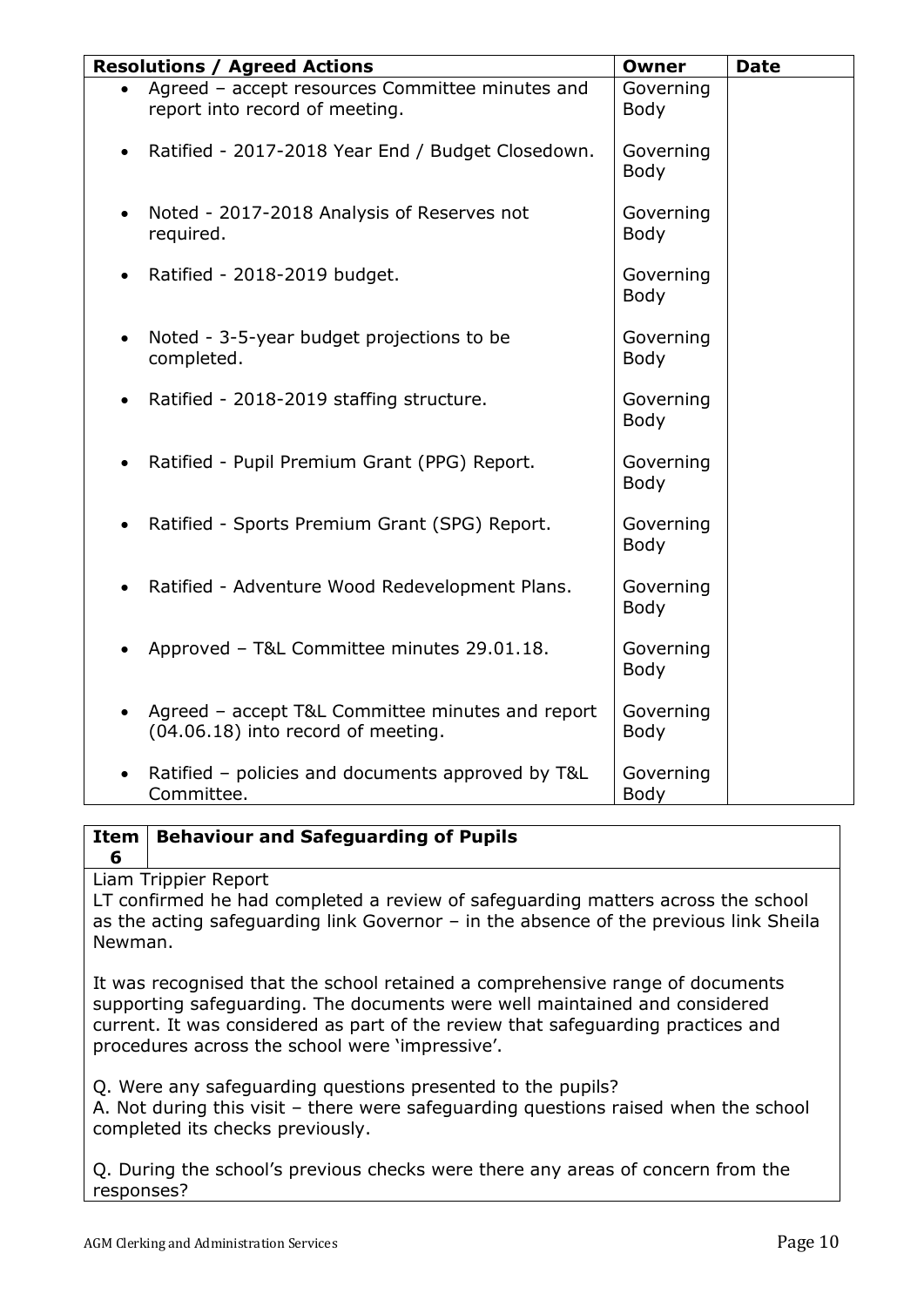| Resolutions / Agreed Actions | Owner | Date |
|---|---|---|
| • Agreed – accept resources Committee minutes and report into record of meeting. | Governing Body | |
| • Ratified - 2017-2018 Year End / Budget Closedown. | Governing Body | |
| • Noted - 2017-2018 Analysis of Reserves not required. | Governing Body | |
| • Ratified - 2018-2019 budget. | Governing Body | |
| • Noted - 3-5-year budget projections to be completed. | Governing Body | |
| • Ratified - 2018-2019 staffing structure. | Governing Body | |
| • Ratified - Pupil Premium Grant (PPG) Report. | Governing Body | |
| • Ratified - Sports Premium Grant (SPG) Report. | Governing Body | |
| • Ratified - Adventure Wood Redevelopment Plans. | Governing Body | |
| • Approved – T&L Committee minutes 29.01.18. | Governing Body | |
| • Agreed – accept T&L Committee minutes and report (04.06.18) into record of meeting. | Governing Body | |
| • Ratified – policies and documents approved by T&L Committee. | Governing Body | |

| Item 6 | Behaviour and Safeguarding of Pupils |
|---|---|

Liam Trippier Report

LT confirmed he had completed a review of safeguarding matters across the school as the acting safeguarding link Governor – in the absence of the previous link Sheila Newman.

It was recognised that the school retained a comprehensive range of documents supporting safeguarding. The documents were well maintained and considered current. It was considered as part of the review that safeguarding practices and procedures across the school were 'impressive'.

Q. Were any safeguarding questions presented to the pupils?
A. Not during this visit – there were safeguarding questions raised when the school completed its checks previously.

Q. During the school's previous checks were there any areas of concern from the responses?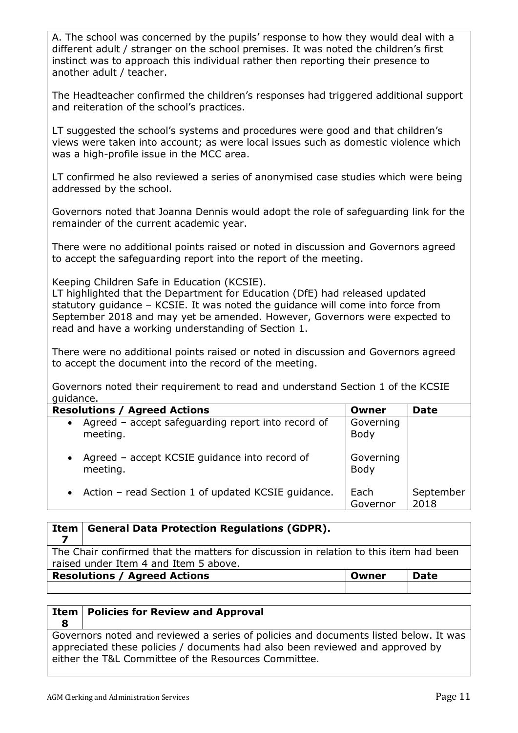A. The school was concerned by the pupils' response to how they would deal with a different adult / stranger on the school premises. It was noted the children's first instinct was to approach this individual rather then reporting their presence to another adult / teacher.

The Headteacher confirmed the children's responses had triggered additional support and reiteration of the school's practices.

LT suggested the school's systems and procedures were good and that children's views were taken into account; as were local issues such as domestic violence which was a high-profile issue in the MCC area.

LT confirmed he also reviewed a series of anonymised case studies which were being addressed by the school.

Governors noted that Joanna Dennis would adopt the role of safeguarding link for the remainder of the current academic year.

There were no additional points raised or noted in discussion and Governors agreed to accept the safeguarding report into the report of the meeting.

Keeping Children Safe in Education (KCSIE).
LT highlighted that the Department for Education (DfE) had released updated statutory guidance – KCSIE. It was noted the guidance will come into force from September 2018 and may yet be amended. However, Governors were expected to read and have a working understanding of Section 1.

There were no additional points raised or noted in discussion and Governors agreed to accept the document into the record of the meeting.

Governors noted their requirement to read and understand Section 1 of the KCSIE guidance.

| Resolutions / Agreed Actions | Owner | Date |
|---|---|---|
| • Agreed – accept safeguarding report into record of meeting. | Governing Body | |
| • Agreed – accept KCSIE guidance into record of meeting. | Governing Body | |
| • Action – read Section 1 of updated KCSIE guidance. | Each Governor | September 2018 |

| Item 7 | General Data Protection Regulations (GDPR). | |
|---|---|---|
| The Chair confirmed that the matters for discussion in relation to this item had been raised under Item 4 and Item 5 above. | | |
| **Resolutions / Agreed Actions** | **Owner** | **Date** |
| | | |

| Item 8 | Policies for Review and Approval |
|---|---|
| Governors noted and reviewed a series of policies and documents listed below. It was appreciated these policies / documents had also been reviewed and approved by either the T&L Committee of the Resources Committee. | |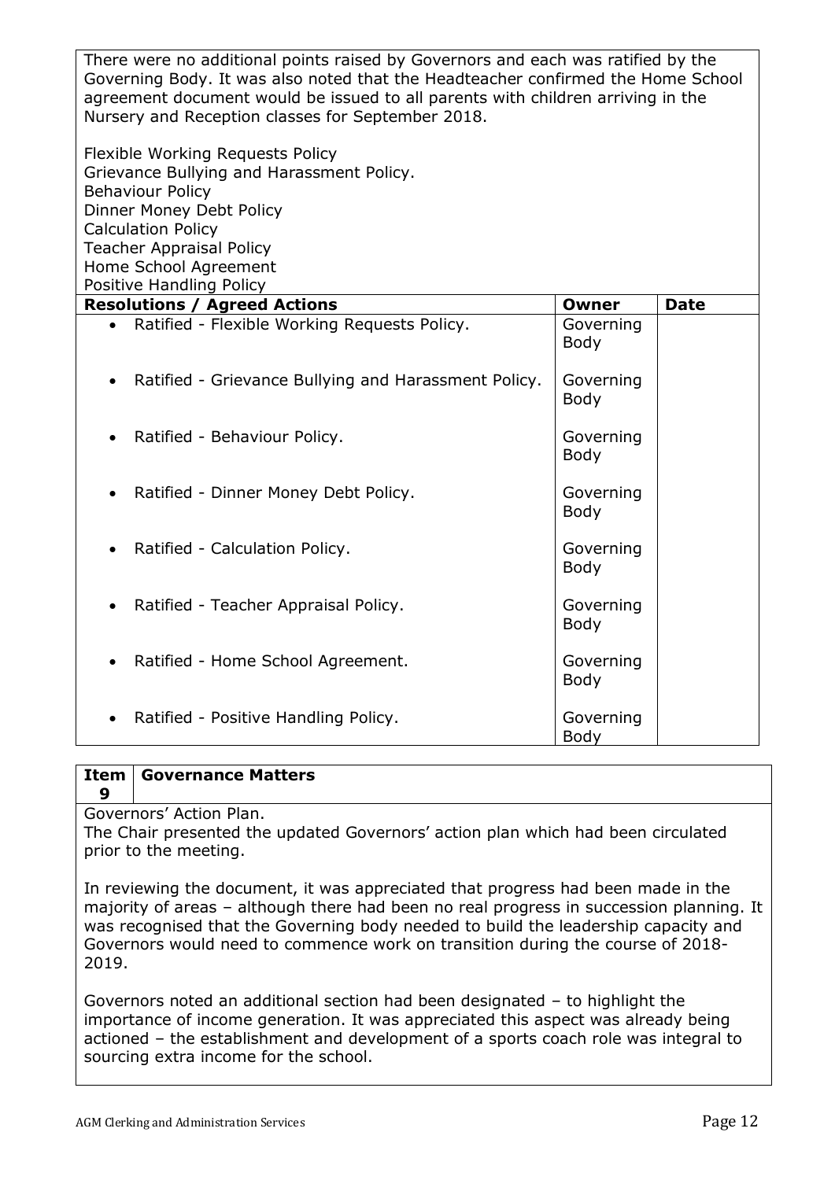There were no additional points raised by Governors and each was ratified by the Governing Body. It was also noted that the Headteacher confirmed the Home School agreement document would be issued to all parents with children arriving in the Nursery and Reception classes for September 2018.

Flexible Working Requests Policy
Grievance Bullying and Harassment Policy.
Behaviour Policy
Dinner Money Debt Policy
Calculation Policy
Teacher Appraisal Policy
Home School Agreement
Positive Handling Policy

| Resolutions / Agreed Actions | Owner | Date |
|---|---|---|
| • Ratified - Flexible Working Requests Policy. | Governing Body | |
| • Ratified - Grievance Bullying and Harassment Policy. | Governing Body | |
| • Ratified - Behaviour Policy. | Governing Body | |
| • Ratified - Dinner Money Debt Policy. | Governing Body | |
| • Ratified - Calculation Policy. | Governing Body | |
| • Ratified - Teacher Appraisal Policy. | Governing Body | |
| • Ratified - Home School Agreement. | Governing Body | |
| • Ratified - Positive Handling Policy. | Governing Body | |

| Item 9 | Governance Matters |
|---|---|

Governors' Action Plan.
The Chair presented the updated Governors' action plan which had been circulated prior to the meeting.

In reviewing the document, it was appreciated that progress had been made in the majority of areas – although there had been no real progress in succession planning. It was recognised that the Governing body needed to build the leadership capacity and Governors would need to commence work on transition during the course of 2018-2019.

Governors noted an additional section had been designated – to highlight the importance of income generation. It was appreciated this aspect was already being actioned – the establishment and development of a sports coach role was integral to sourcing extra income for the school.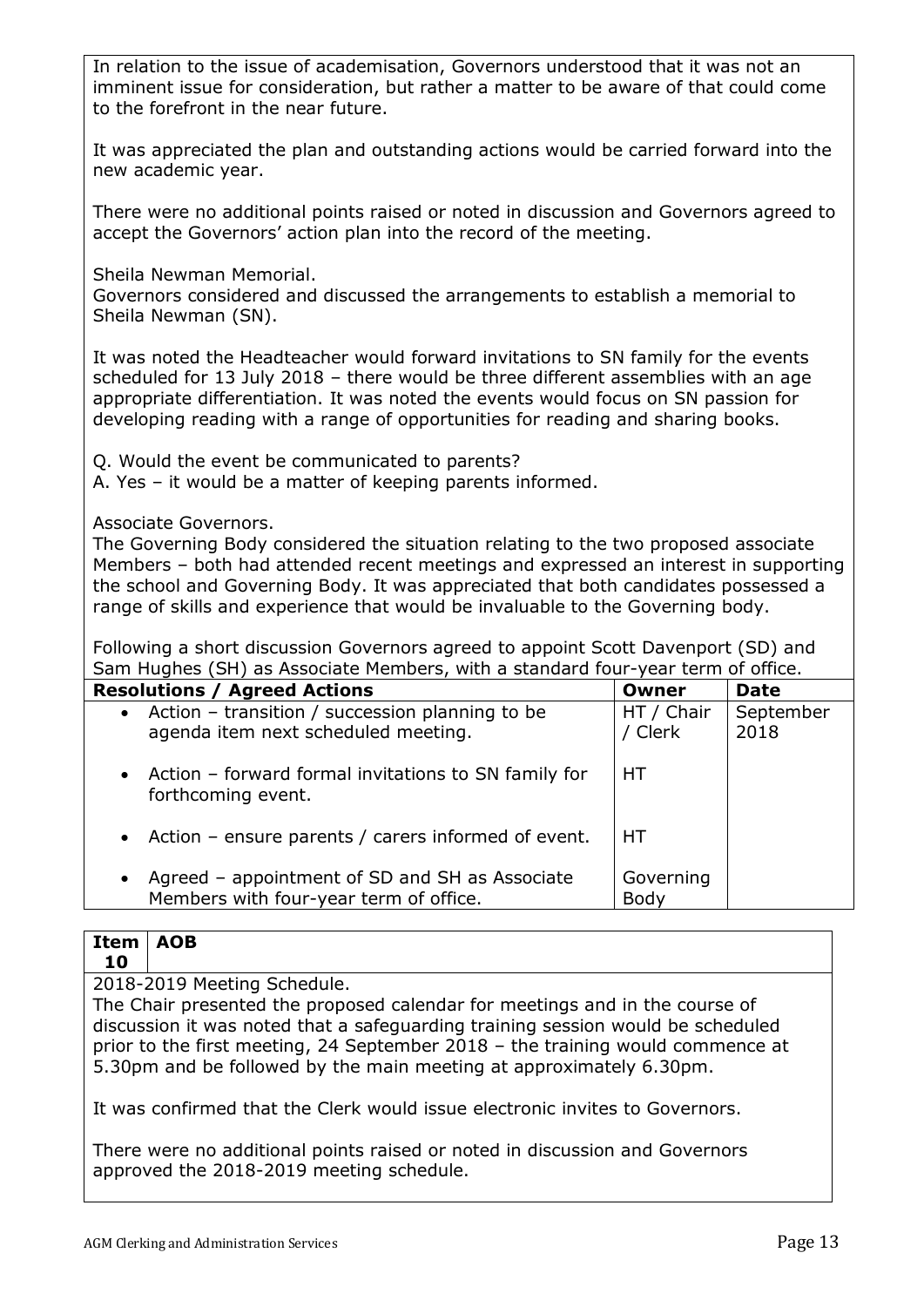In relation to the issue of academisation, Governors understood that it was not an imminent issue for consideration, but rather a matter to be aware of that could come to the forefront in the near future.

It was appreciated the plan and outstanding actions would be carried forward into the new academic year.

There were no additional points raised or noted in discussion and Governors agreed to accept the Governors' action plan into the record of the meeting.

Sheila Newman Memorial.
Governors considered and discussed the arrangements to establish a memorial to Sheila Newman (SN).

It was noted the Headteacher would forward invitations to SN family for the events scheduled for 13 July 2018 – there would be three different assemblies with an age appropriate differentiation. It was noted the events would focus on SN passion for developing reading with a range of opportunities for reading and sharing books.

Q. Would the event be communicated to parents?
A. Yes – it would be a matter of keeping parents informed.

Associate Governors.
The Governing Body considered the situation relating to the two proposed associate Members – both had attended recent meetings and expressed an interest in supporting the school and Governing Body. It was appreciated that both candidates possessed a range of skills and experience that would be invaluable to the Governing body.

Following a short discussion Governors agreed to appoint Scott Davenport (SD) and Sam Hughes (SH) as Associate Members, with a standard four-year term of office.

| Resolutions / Agreed Actions | Owner | Date |
|---|---|---|
| • Action – transition / succession planning to be agenda item next scheduled meeting. | HT / Chair / Clerk | September 2018 |
| • Action – forward formal invitations to SN family for forthcoming event. | HT | |
| • Action – ensure parents / carers informed of event. | HT | |
| • Agreed – appointment of SD and SH as Associate Members with four-year term of office. | Governing Body | |

| Item 10 | AOB |
|---|---|

2018-2019 Meeting Schedule.
The Chair presented the proposed calendar for meetings and in the course of discussion it was noted that a safeguarding training session would be scheduled prior to the first meeting, 24 September 2018 – the training would commence at 5.30pm and be followed by the main meeting at approximately 6.30pm.

It was confirmed that the Clerk would issue electronic invites to Governors.

There were no additional points raised or noted in discussion and Governors approved the 2018-2019 meeting schedule.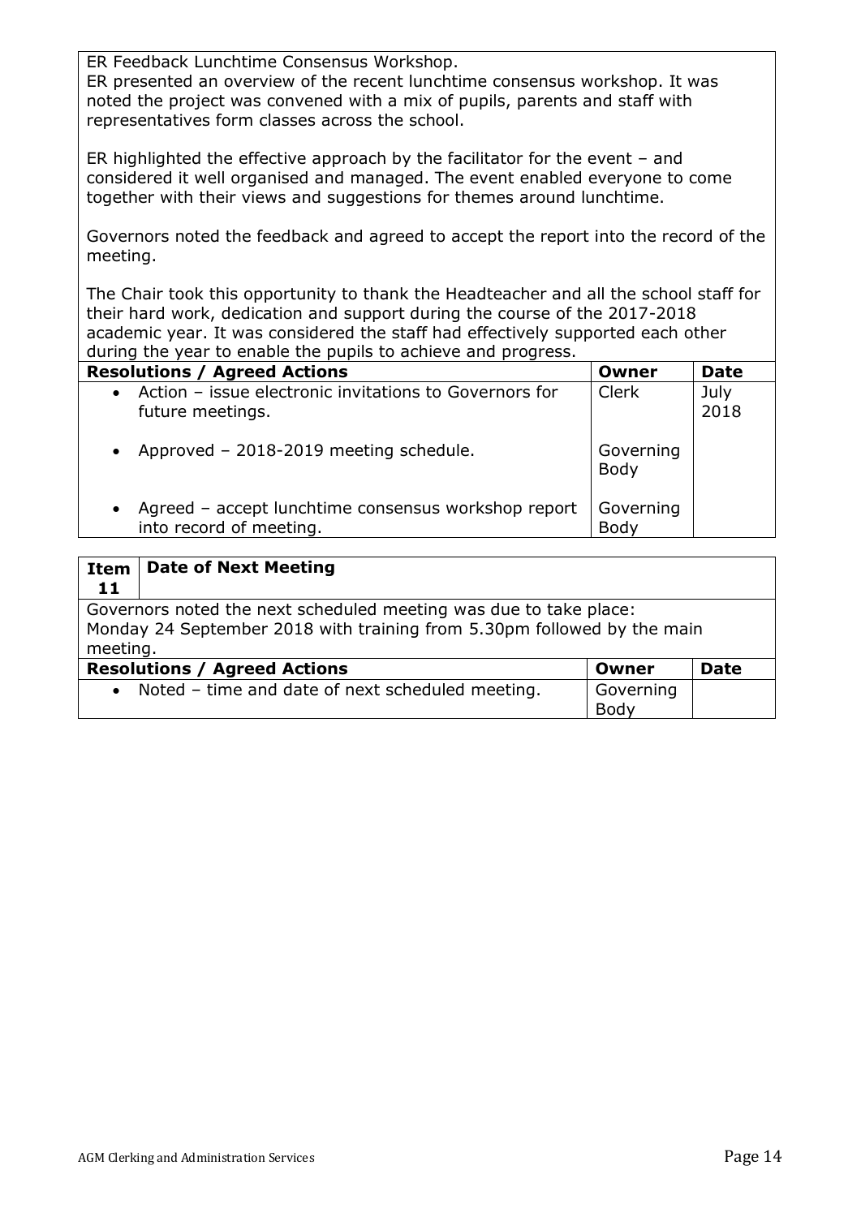ER Feedback Lunchtime Consensus Workshop.
ER presented an overview of the recent lunchtime consensus workshop. It was noted the project was convened with a mix of pupils, parents and staff with representatives form classes across the school.

ER highlighted the effective approach by the facilitator for the event – and considered it well organised and managed. The event enabled everyone to come together with their views and suggestions for themes around lunchtime.

Governors noted the feedback and agreed to accept the report into the record of the meeting.

The Chair took this opportunity to thank the Headteacher and all the school staff for their hard work, dedication and support during the course of the 2017-2018 academic year. It was considered the staff had effectively supported each other during the year to enable the pupils to achieve and progress.

| Resolutions / Agreed Actions | Owner | Date |
|---|---|---|
| • Action – issue electronic invitations to Governors for future meetings. | Clerk | July 2018 |
| • Approved – 2018-2019 meeting schedule. | Governing Body | |
| • Agreed – accept lunchtime consensus workshop report into record of meeting. | Governing Body | |

**Item 11 Date of Next Meeting**

Governors noted the next scheduled meeting was due to take place:
Monday 24 September 2018 with training from 5.30pm followed by the main meeting.

| Resolutions / Agreed Actions | Owner | Date |
|---|---|---|
| • Noted – time and date of next scheduled meeting. | Governing Body | |